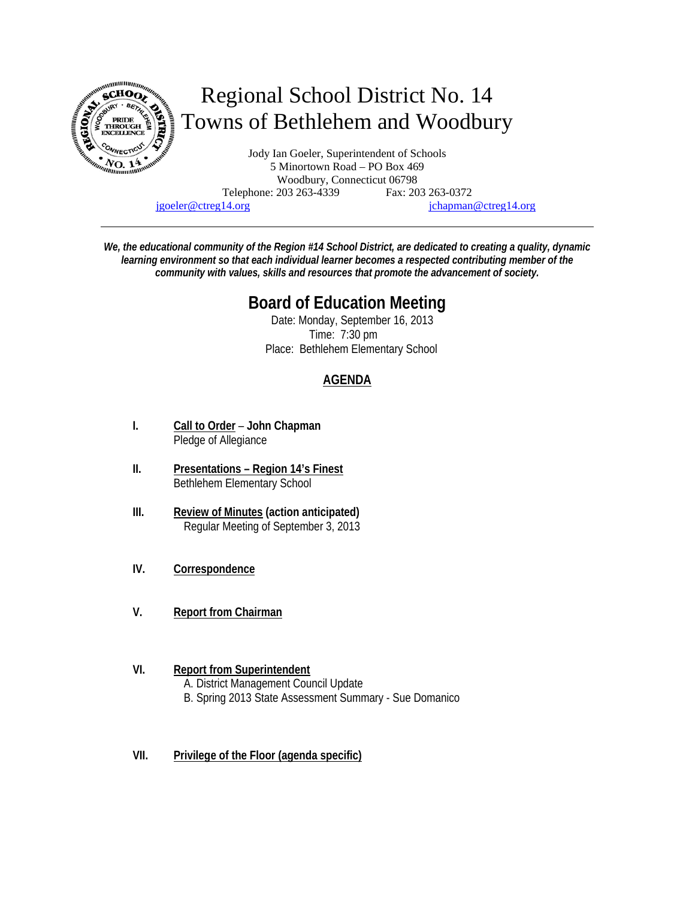# Regional School District No. 14
# Towns of Bethlehem and Woodbury

Jody Ian Goeler, Superintendent of Schools
5 Minortown Road – PO Box 469
Woodbury, Connecticut 06798
Telephone: 203 263-4339 Fax: 203 263-0372
jgoeler@ctreg14.org jchapman@ctreg14.org

---

***We, the educational community of the Region #14 School District, are dedicated to creating a quality, dynamic learning environment so that each individual learner becomes a respected contributing member of the community with values, skills and resources that promote the advancement of society.***

## Board of Education Meeting

Date: Monday, September 16, 2013
Time: 7:30 pm
Place: Bethlehem Elementary School

### AGENDA

**I.** **Call to Order – John Chapman**
Pledge of Allegiance

**II.** **Presentations – Region 14's Finest**
Bethlehem Elementary School

**III.** **Review of Minutes (action anticipated)**
Regular Meeting of September 3, 2013

**IV.** **Correspondence**

**V.** **Report from Chairman**

**VI.** **Report from Superintendent**
A. District Management Council Update
B. Spring 2013 State Assessment Summary - Sue Domanico

**VII.** **Privilege of the Floor (agenda specific)**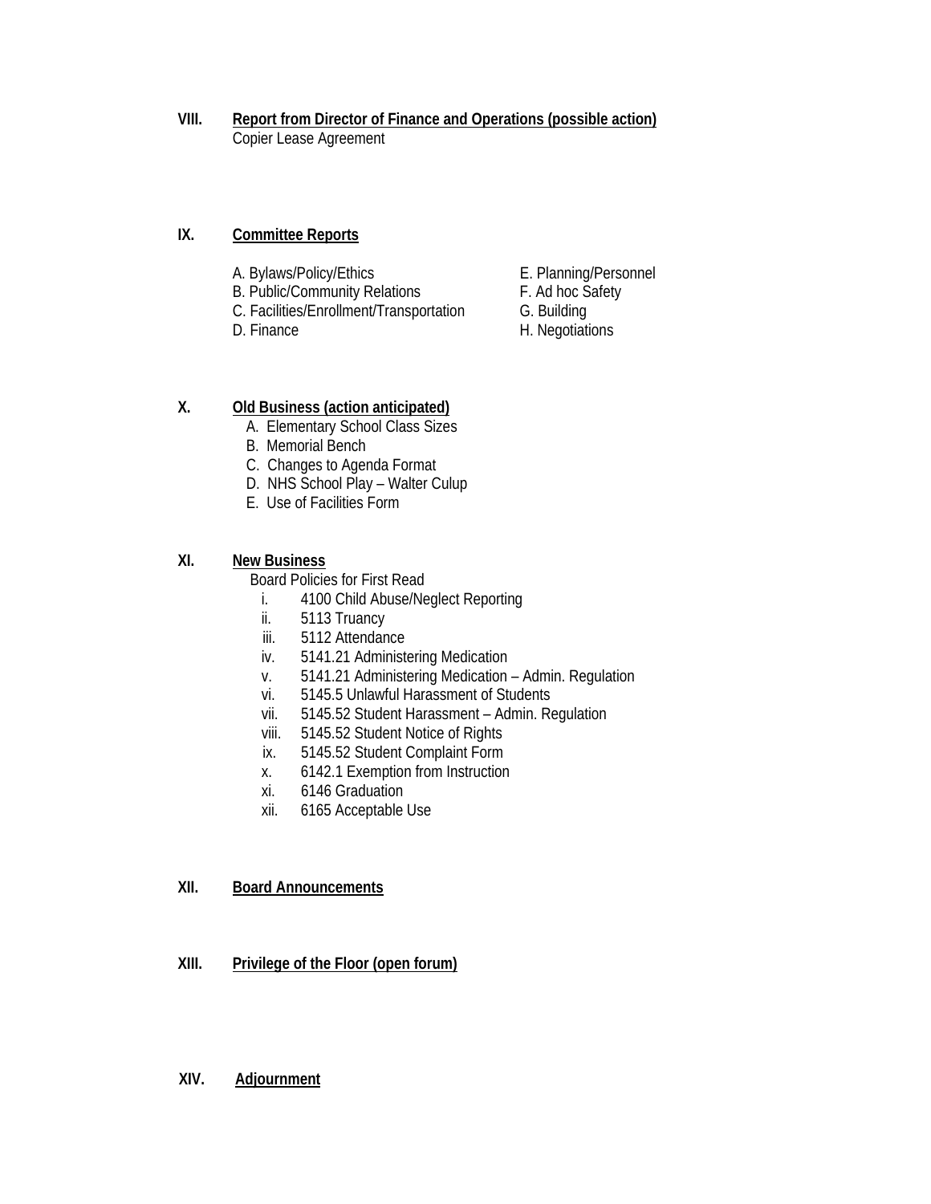**VIII. Report from Director of Finance and Operations (possible action)**

Copier Lease Agreement

**IX. Committee Reports**

A. Bylaws/Policy/Ethics
B. Public/Community Relations
C. Facilities/Enrollment/Transportation
D. Finance
E. Planning/Personnel
F. Ad hoc Safety
G. Building
H. Negotiations

**X. Old Business (action anticipated)**

A. Elementary School Class Sizes
B. Memorial Bench
C. Changes to Agenda Format
D. NHS School Play – Walter Culup
E. Use of Facilities Form

**XI. New Business**

Board Policies for First Read

i. 4100 Child Abuse/Neglect Reporting
ii. 5113 Truancy
iii. 5112 Attendance
iv. 5141.21 Administering Medication
v. 5141.21 Administering Medication – Admin. Regulation
vi. 5145.5 Unlawful Harassment of Students
vii. 5145.52 Student Harassment – Admin. Regulation
viii. 5145.52 Student Notice of Rights
ix. 5145.52 Student Complaint Form
x. 6142.1 Exemption from Instruction
xi. 6146 Graduation
xii. 6165 Acceptable Use

**XII. Board Announcements**

**XIII. Privilege of the Floor (open forum)**

**XIV. Adjournment**